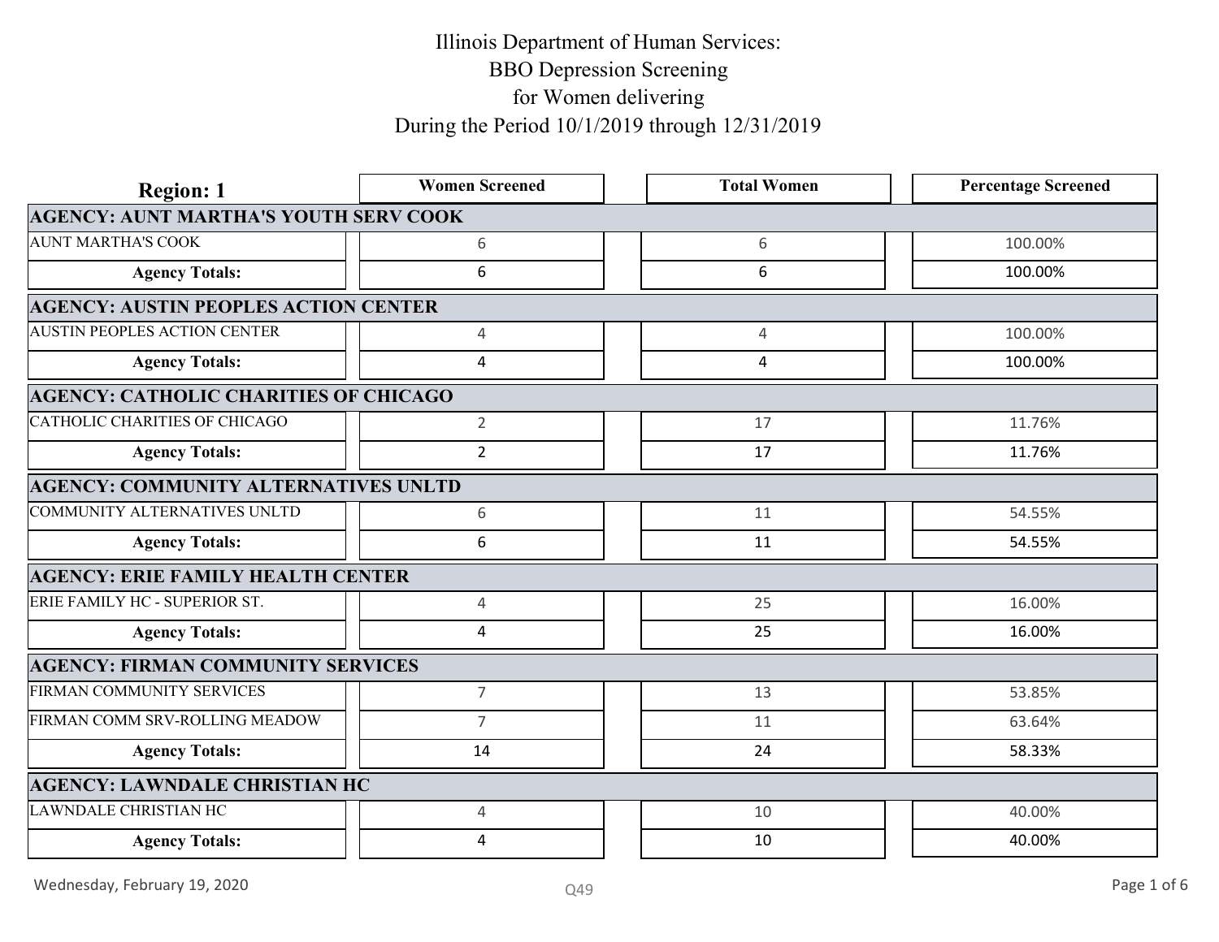# Illinois Department of Human Services:
# BBO Depression Screening
# for Women delivering
# During the Period 10/1/2019 through 12/31/2019

| Region: 1 | Women Screened | Total Women | Percentage Screened |
|---|---|---|---|
| **AGENCY: AUNT MARTHA'S YOUTH SERV COOK** | | | |
| AUNT MARTHA'S COOK | 6 | 6 | 100.00% |
| **Agency Totals:** | 6 | 6 | 100.00% |
| **AGENCY: AUSTIN PEOPLES ACTION CENTER** | | | |
| AUSTIN PEOPLES ACTION CENTER | 4 | 4 | 100.00% |
| **Agency Totals:** | 4 | 4 | 100.00% |
| **AGENCY: CATHOLIC CHARITIES OF CHICAGO** | | | |
| CATHOLIC CHARITIES OF CHICAGO | 2 | 17 | 11.76% |
| **Agency Totals:** | 2 | 17 | 11.76% |
| **AGENCY: COMMUNITY ALTERNATIVES UNLTD** | | | |
| COMMUNITY ALTERNATIVES UNLTD | 6 | 11 | 54.55% |
| **Agency Totals:** | 6 | 11 | 54.55% |
| **AGENCY: ERIE FAMILY HEALTH CENTER** | | | |
| ERIE FAMILY HC - SUPERIOR ST. | 4 | 25 | 16.00% |
| **Agency Totals:** | 4 | 25 | 16.00% |
| **AGENCY: FIRMAN COMMUNITY SERVICES** | | | |
| FIRMAN COMMUNITY SERVICES | 7 | 13 | 53.85% |
| FIRMAN COMM SRV-ROLLING MEADOW | 7 | 11 | 63.64% |
| **Agency Totals:** | 14 | 24 | 58.33% |
| **AGENCY: LAWNDALE CHRISTIAN HC** | | | |
| LAWNDALE CHRISTIAN HC | 4 | 10 | 40.00% |
| **Agency Totals:** | 4 | 10 | 40.00% |

Wednesday, February 19, 2020

Q49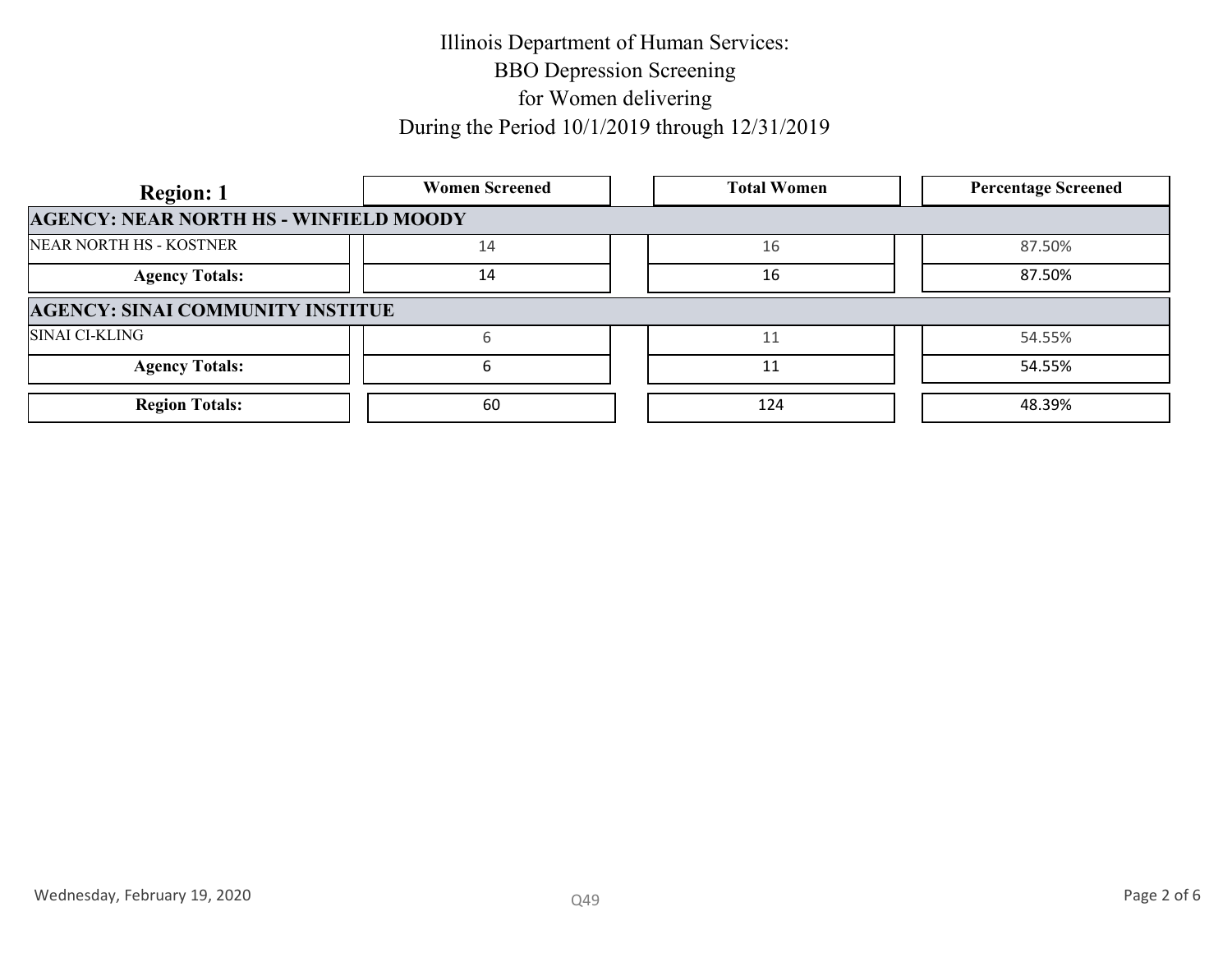Illinois Department of Human Services:
BBO Depression Screening
for Women delivering
During the Period 10/1/2019 through 12/31/2019

| Region: 1 | Women Screened | Total Women | Percentage Screened |
|---|---|---|---|
| **AGENCY: NEAR NORTH HS - WINFIELD MOODY** | | | |
| NEAR NORTH HS - KOSTNER | 14 | 16 | 87.50% |
| **Agency Totals:** | 14 | 16 | 87.50% |
| **AGENCY: SINAI COMMUNITY INSTITUE** | | | |
| SINAI CI-KLING | 6 | 11 | 54.55% |
| **Agency Totals:** | 6 | 11 | 54.55% |
| **Region Totals:** | 60 | 124 | 48.39% |

Wednesday, February 19, 2020

Q49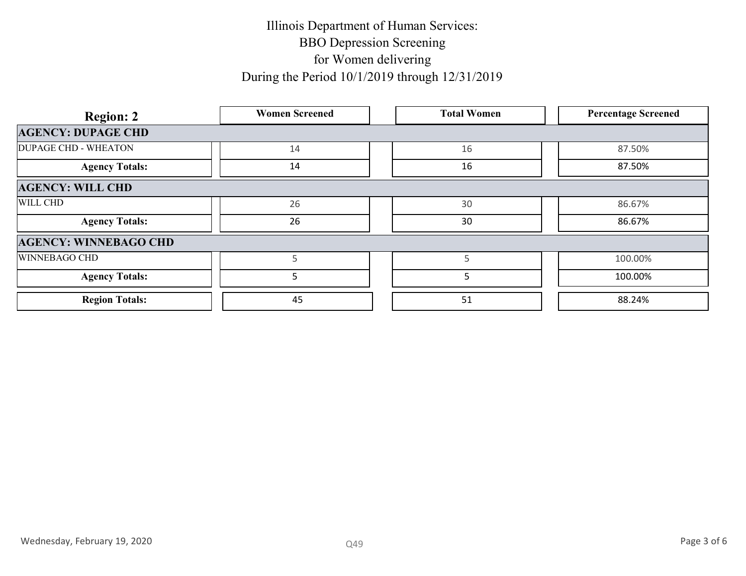# Illinois Department of Human Services:
# BBO Depression Screening
# for Women delivering
# During the Period 10/1/2019 through 12/31/2019

| Region: 2 | Women Screened | Total Women | Percentage Screened |
|---|---|---|---|
| **AGENCY: DUPAGE CHD** | | | |
| DUPAGE CHD - WHEATON | 14 | 16 | 87.50% |
| **Agency Totals:** | 14 | 16 | 87.50% |
| **AGENCY: WILL CHD** | | | |
| WILL CHD | 26 | 30 | 86.67% |
| **Agency Totals:** | 26 | 30 | 86.67% |
| **AGENCY: WINNEBAGO CHD** | | | |
| WINNEBAGO CHD | 5 | 5 | 100.00% |
| **Agency Totals:** | 5 | 5 | 100.00% |
| **Region Totals:** | 45 | 51 | 88.24% |

Wednesday, February 19, 2020

Q49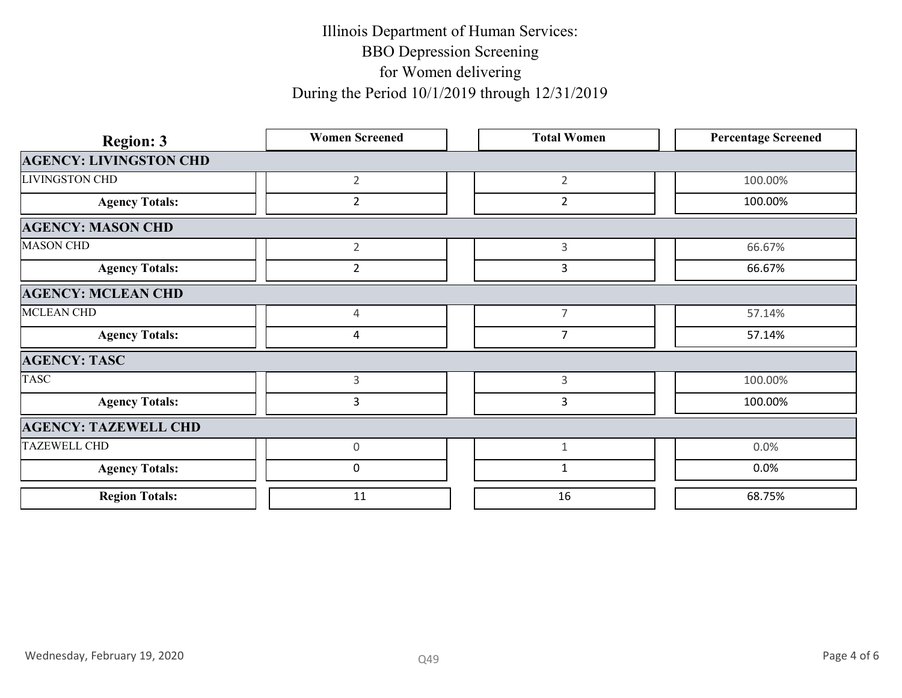# Illinois Department of Human Services:
# BBO Depression Screening
# for Women delivering
# During the Period 10/1/2019 through 12/31/2019

| Region: 3 | Women Screened | Total Women | Percentage Screened |
|---|---|---|---|
| **AGENCY: LIVINGSTON CHD** | | | |
| LIVINGSTON CHD | 2 | 2 | 100.00% |
| **Agency Totals:** | 2 | 2 | 100.00% |
| **AGENCY: MASON CHD** | | | |
| MASON CHD | 2 | 3 | 66.67% |
| **Agency Totals:** | 2 | 3 | 66.67% |
| **AGENCY: MCLEAN CHD** | | | |
| MCLEAN CHD | 4 | 7 | 57.14% |
| **Agency Totals:** | 4 | 7 | 57.14% |
| **AGENCY: TASC** | | | |
| TASC | 3 | 3 | 100.00% |
| **Agency Totals:** | 3 | 3 | 100.00% |
| **AGENCY: TAZEWELL CHD** | | | |
| TAZEWELL CHD | 0 | 1 | 0.0% |
| **Agency Totals:** | 0 | 1 | 0.0% |
| **Region Totals:** | 11 | 16 | 68.75% |

Wednesday, February 19, 2020

Q49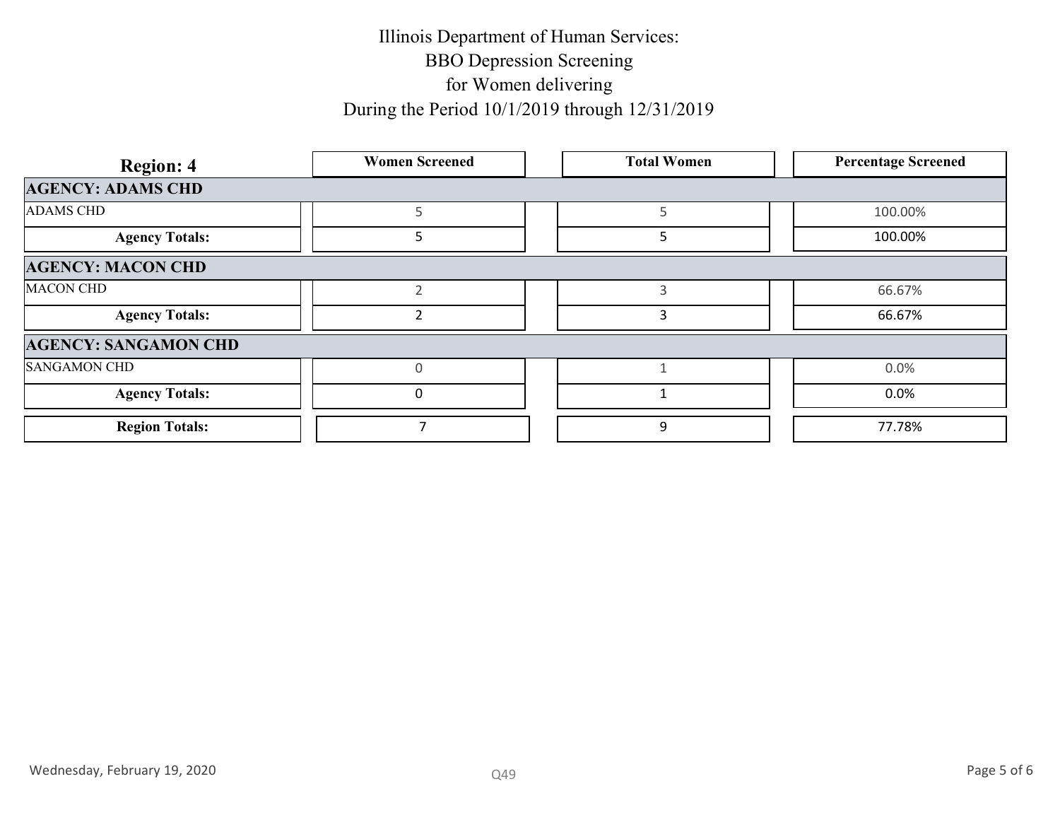# Illinois Department of Human Services:
# BBO Depression Screening
# for Women delivering
# During the Period 10/1/2019 through 12/31/2019

| Region: 4 | Women Screened | Total Women | Percentage Screened |
|---|---|---|---|
| **AGENCY: ADAMS CHD** | | | |
| ADAMS CHD | 5 | 5 | 100.00% |
| **Agency Totals:** | 5 | 5 | 100.00% |
| **AGENCY: MACON CHD** | | | |
| MACON CHD | 2 | 3 | 66.67% |
| **Agency Totals:** | 2 | 3 | 66.67% |
| **AGENCY: SANGAMON CHD** | | | |
| SANGAMON CHD | 0 | 1 | 0.0% |
| **Agency Totals:** | 0 | 1 | 0.0% |
| **Region Totals:** | 7 | 9 | 77.78% |

Wednesday, February 19, 2020

Q49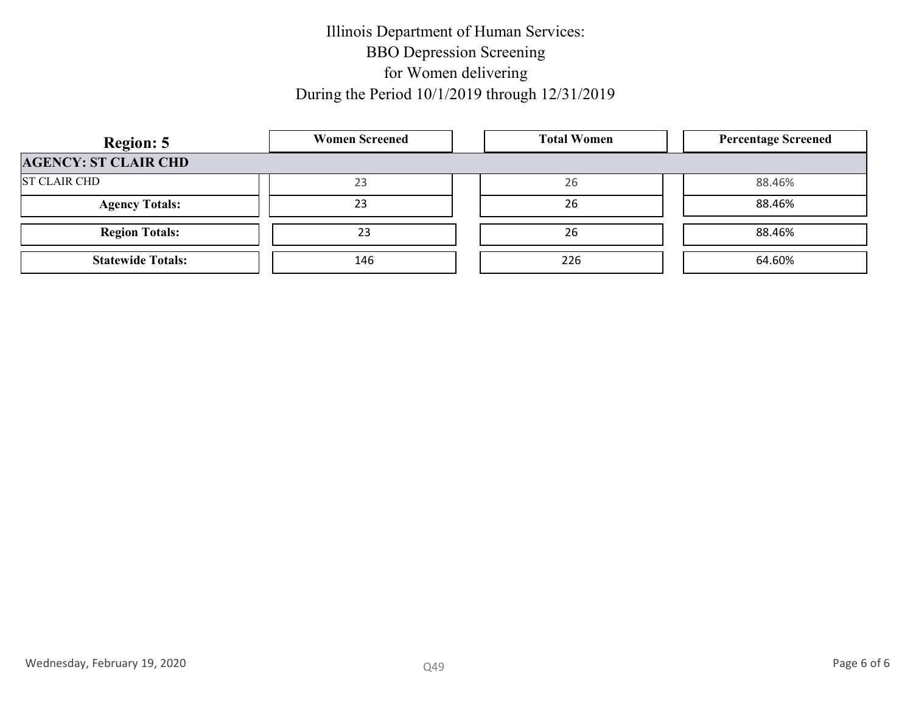# Illinois Department of Human Services:
## BBO Depression Screening
## for Women delivering
## During the Period 10/1/2019 through 12/31/2019

| Region: 5 | Women Screened | Total Women | Percentage Screened |
|---|---|---|---|
| **AGENCY: ST CLAIR CHD** | | | |
| ST CLAIR CHD | 23 | 26 | 88.46% |
| **Agency Totals:** | 23 | 26 | 88.46% |
| **Region Totals:** | 23 | 26 | 88.46% |
| **Statewide Totals:** | 146 | 226 | 64.60% |

Wednesday, February 19, 2020

Q49